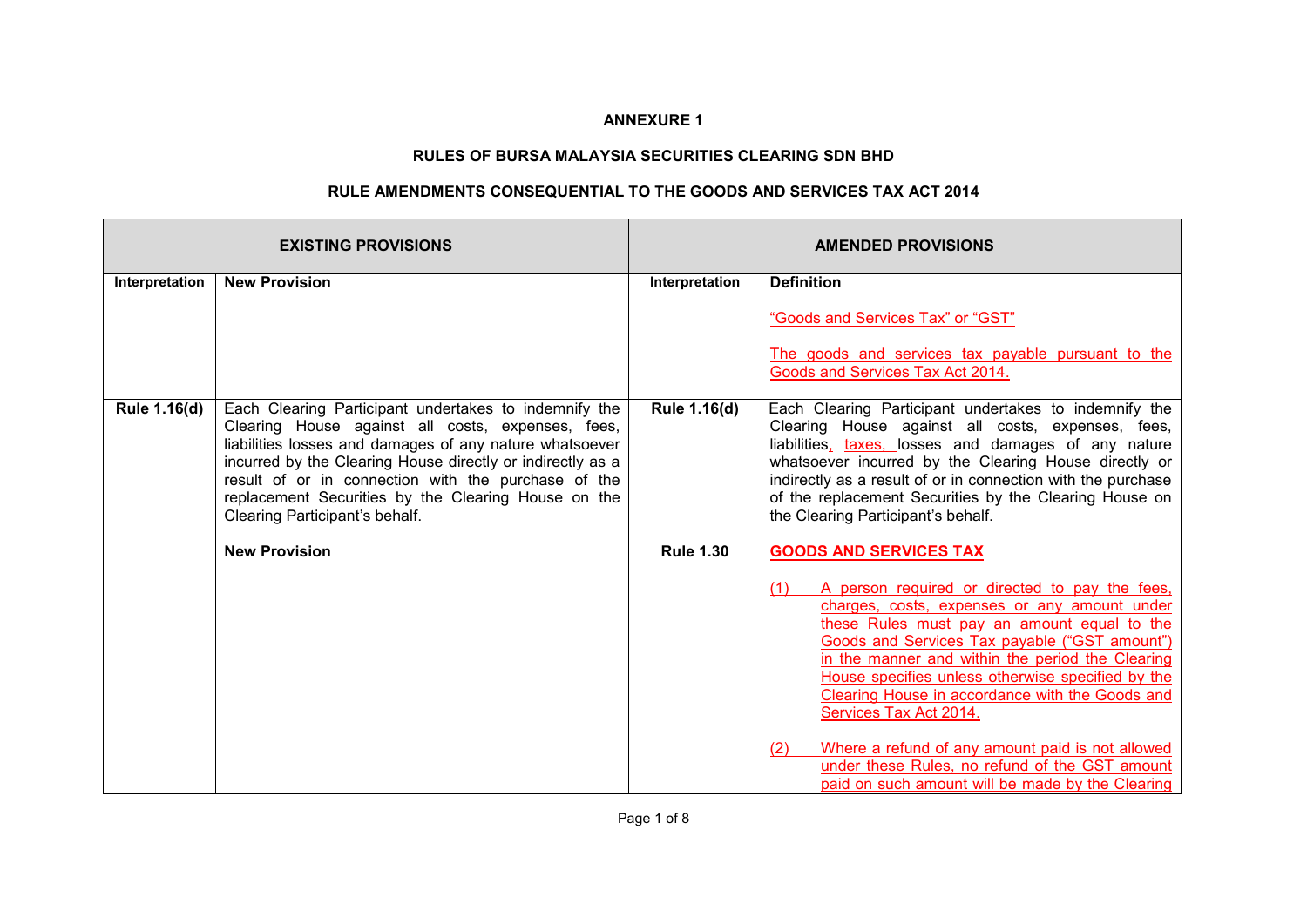**ANNEXURE 1**

**RULES OF BURSA MALAYSIA SECURITIES CLEARING SDN BHD**

**RULE AMENDMENTS CONSEQUENTIAL TO THE GOODS AND SERVICES TAX ACT 2014**

| **EXISTING PROVISIONS** | | **AMENDED PROVISIONS** | |
|---|---|---|---|
| **Interpretation** | **New Provision** | **Interpretation** | **Definition**<br><br>"Goods and Services Tax" or "GST"<br><br>The goods and services tax payable pursuant to the Goods and Services Tax Act 2014. |
| **Rule 1.16(d)** | Each Clearing Participant undertakes to indemnify the Clearing House against all costs, expenses, fees, liabilities losses and damages of any nature whatsoever incurred by the Clearing House directly or indirectly as a result of or in connection with the purchase of the replacement Securities by the Clearing House on the Clearing Participant's behalf. | **Rule 1.16(d)** | Each Clearing Participant undertakes to indemnify the Clearing House against all costs, expenses, fees, liabilities, taxes, losses and damages of any nature whatsoever incurred by the Clearing House directly or indirectly as a result of or in connection with the purchase of the replacement Securities by the Clearing House on the Clearing Participant's behalf. |
| | **New Provision** | **Rule 1.30** | **GOODS AND SERVICES TAX**<br><br>(1) A person required or directed to pay the fees, charges, costs, expenses or any amount under these Rules must pay an amount equal to the Goods and Services Tax payable ("GST amount") in the manner and within the period the Clearing House specifies unless otherwise specified by the Clearing House in accordance with the Goods and Services Tax Act 2014.<br><br>(2) Where a refund of any amount paid is not allowed under these Rules, no refund of the GST amount paid on such amount will be made by the Clearing |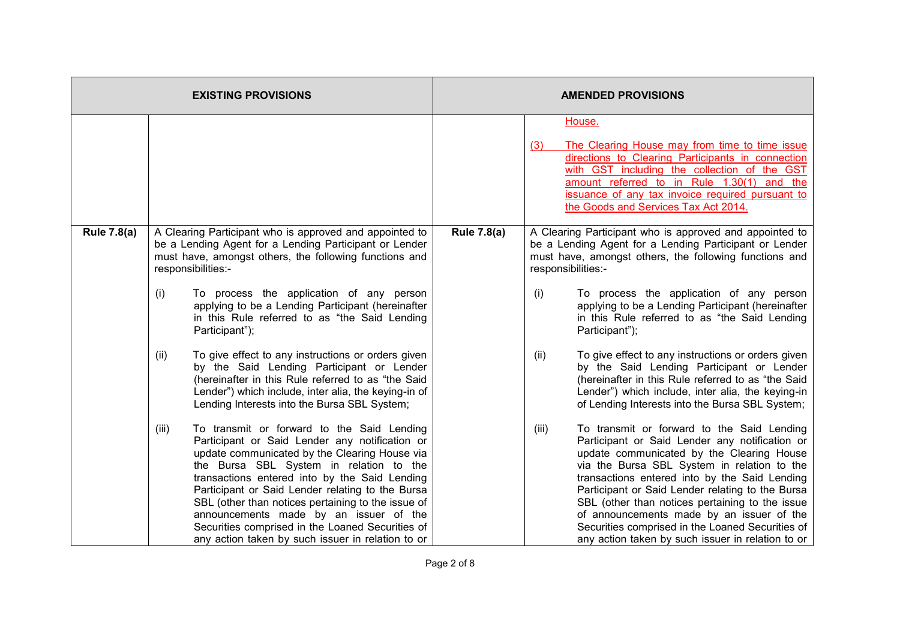| EXISTING PROVISIONS | | AMENDED PROVISIONS | |
|---|---|---|---|
| | | | House.<br><br>(3) The Clearing House may from time to time issue directions to Clearing Participants in connection with GST including the collection of the GST amount referred to in Rule 1.30(1) and the issuance of any tax invoice required pursuant to the Goods and Services Tax Act 2014. |
| **Rule 7.8(a)** | A Clearing Participant who is approved and appointed to be a Lending Agent for a Lending Participant or Lender must have, amongst others, the following functions and responsibilities:-<br><br>(i) To process the application of any person applying to be a Lending Participant (hereinafter in this Rule referred to as "the Said Lending Participant");<br><br>(ii) To give effect to any instructions or orders given by the Said Lending Participant or Lender (hereinafter in this Rule referred to as "the Said Lender") which include, inter alia, the keying-in of Lending Interests into the Bursa SBL System;<br><br>(iii) To transmit or forward to the Said Lending Participant or Said Lender any notification or update communicated by the Clearing House via the Bursa SBL System in relation to the transactions entered into by the Said Lending Participant or Said Lender relating to the Bursa SBL (other than notices pertaining to the issue of announcements made by an issuer of the Securities comprised in the Loaned Securities of any action taken by such issuer in relation to or | **Rule 7.8(a)** | A Clearing Participant who is approved and appointed to be a Lending Agent for a Lending Participant or Lender must have, amongst others, the following functions and responsibilities:-<br><br>(i) To process the application of any person applying to be a Lending Participant (hereinafter in this Rule referred to as "the Said Lending Participant");<br><br>(ii) To give effect to any instructions or orders given by the Said Lending Participant or Lender (hereinafter in this Rule referred to as "the Said Lender") which include, inter alia, the keying-in of Lending Interests into the Bursa SBL System;<br><br>(iii) To transmit or forward to the Said Lending Participant or Said Lender any notification or update communicated by the Clearing House via the Bursa SBL System in relation to the transactions entered into by the Said Lending Participant or Said Lender relating to the Bursa SBL (other than notices pertaining to the issue of announcements made by an issuer of the Securities comprised in the Loaned Securities of any action taken by such issuer in relation to or |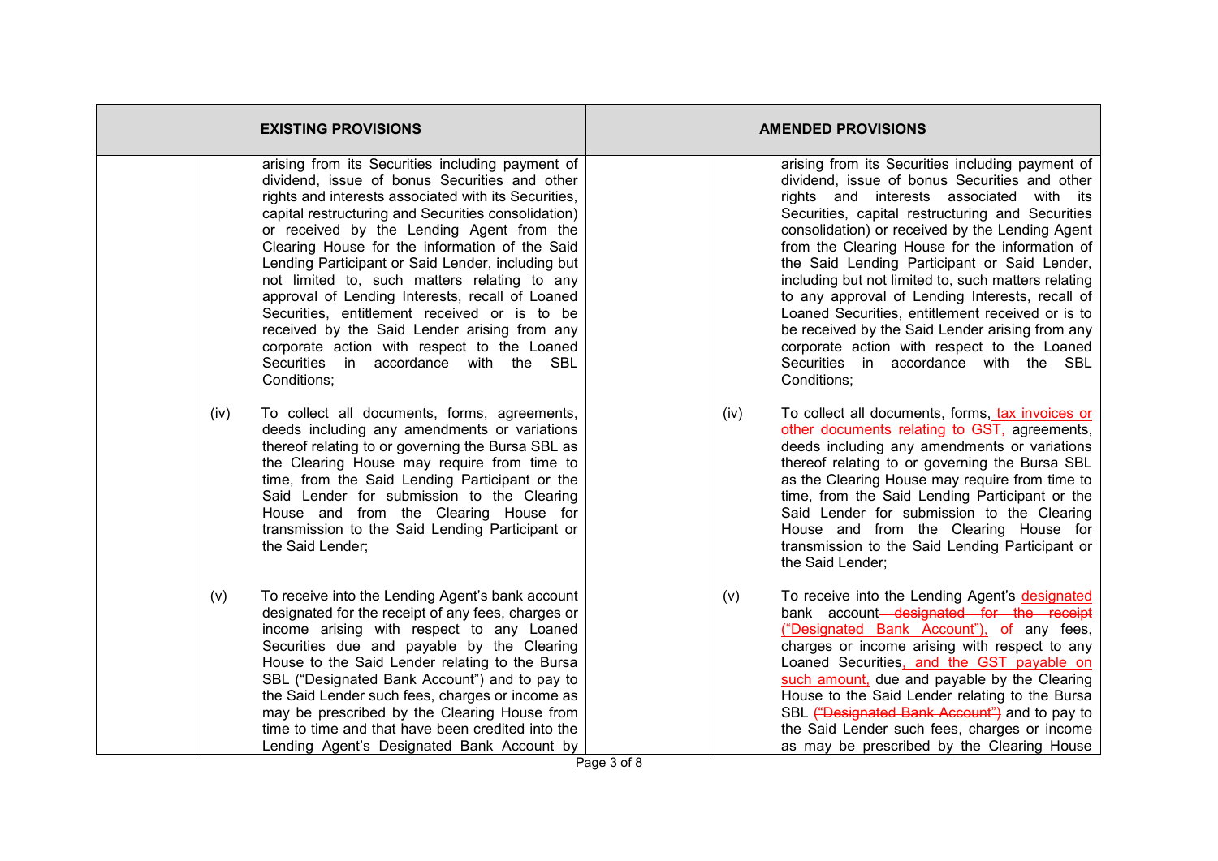| EXISTING PROVISIONS | AMENDED PROVISIONS |
|---|---|
| arising from its Securities including payment of dividend, issue of bonus Securities and other rights and interests associated with its Securities, capital restructuring and Securities consolidation) or received by the Lending Agent from the Clearing House for the information of the Said Lending Participant or Said Lender, including but not limited to, such matters relating to any approval of Lending Interests, recall of Loaned Securities, entitlement received or is to be received by the Said Lender arising from any corporate action with respect to the Loaned Securities in accordance with the SBL Conditions; | arising from its Securities including payment of dividend, issue of bonus Securities and other rights and interests associated with its Securities, capital restructuring and Securities consolidation) or received by the Lending Agent from the Clearing House for the information of the Said Lending Participant or Said Lender, including but not limited to, such matters relating to any approval of Lending Interests, recall of Loaned Securities, entitlement received or is to be received by the Said Lender arising from any corporate action with respect to the Loaned Securities in accordance with the SBL Conditions; |
| (iv) To collect all documents, forms, agreements, deeds including any amendments or variations thereof relating to or governing the Bursa SBL as the Clearing House may require from time to time, from the Said Lending Participant or the Said Lender for submission to the Clearing House and from the Clearing House for transmission to the Said Lending Participant or the Said Lender; | (iv) To collect all documents, forms, tax invoices or other documents relating to GST, agreements, deeds including any amendments or variations thereof relating to or governing the Bursa SBL as the Clearing House may require from time to time, from the Said Lending Participant or the Said Lender for submission to the Clearing House and from the Clearing House for transmission to the Said Lending Participant or the Said Lender; |
| (v) To receive into the Lending Agent's bank account designated for the receipt of any fees, charges or income arising with respect to any Loaned Securities due and payable by the Clearing House to the Said Lender relating to the Bursa SBL ("Designated Bank Account") and to pay to the Said Lender such fees, charges or income as may be prescribed by the Clearing House from time to time and that have been credited into the Lending Agent's Designated Bank Account by | (v) To receive into the Lending Agent's designated bank account ~~designated for the receipt~~ ("Designated Bank Account"), ~~of~~ any fees, charges or income arising with respect to any Loaned Securities, and the GST payable on such amount, due and payable by the Clearing House to the Said Lender relating to the Bursa SBL ~~("Designated Bank Account")~~ and to pay to the Said Lender such fees, charges or income as may be prescribed by the Clearing House |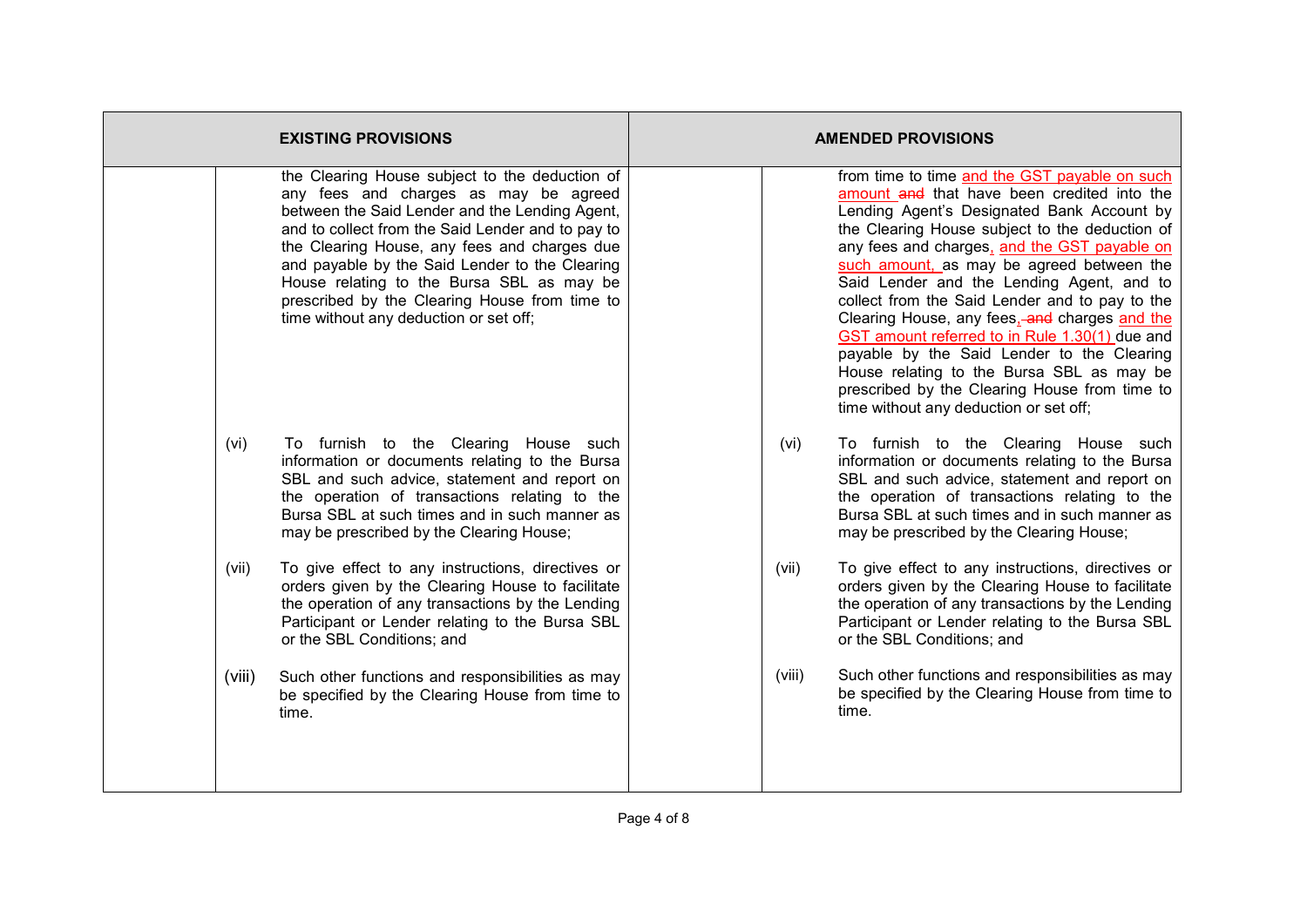| EXISTING PROVISIONS | | AMENDED PROVISIONS | |
|---|---|---|---|
| | the Clearing House subject to the deduction of any fees and charges as may be agreed between the Said Lender and the Lending Agent, and to collect from the Said Lender and to pay to the Clearing House, any fees and charges due and payable by the Said Lender to the Clearing House relating to the Bursa SBL as may be prescribed by the Clearing House from time to time without any deduction or set off; | | from time to time and the GST payable on such amount ~~and~~ that have been credited into the Lending Agent's Designated Bank Account by the Clearing House subject to the deduction of any fees and charges, and the GST payable on such amount, as may be agreed between the Said Lender and the Lending Agent, and to collect from the Said Lender and to pay to the Clearing House, any fees, ~~and~~ charges and the GST amount referred to in Rule 1.30(1) due and payable by the Said Lender to the Clearing House relating to the Bursa SBL as may be prescribed by the Clearing House from time to time without any deduction or set off; |
| (vi) | To furnish to the Clearing House such information or documents relating to the Bursa SBL and such advice, statement and report on the operation of transactions relating to the Bursa SBL at such times and in such manner as may be prescribed by the Clearing House; | (vi) | To furnish to the Clearing House such information or documents relating to the Bursa SBL and such advice, statement and report on the operation of transactions relating to the Bursa SBL at such times and in such manner as may be prescribed by the Clearing House; |
| (vii) | To give effect to any instructions, directives or orders given by the Clearing House to facilitate the operation of any transactions by the Lending Participant or Lender relating to the Bursa SBL or the SBL Conditions; and | (vii) | To give effect to any instructions, directives or orders given by the Clearing House to facilitate the operation of any transactions by the Lending Participant or Lender relating to the Bursa SBL or the SBL Conditions; and |
| (viii) | Such other functions and responsibilities as may be specified by the Clearing House from time to time. | (viii) | Such other functions and responsibilities as may be specified by the Clearing House from time to time. |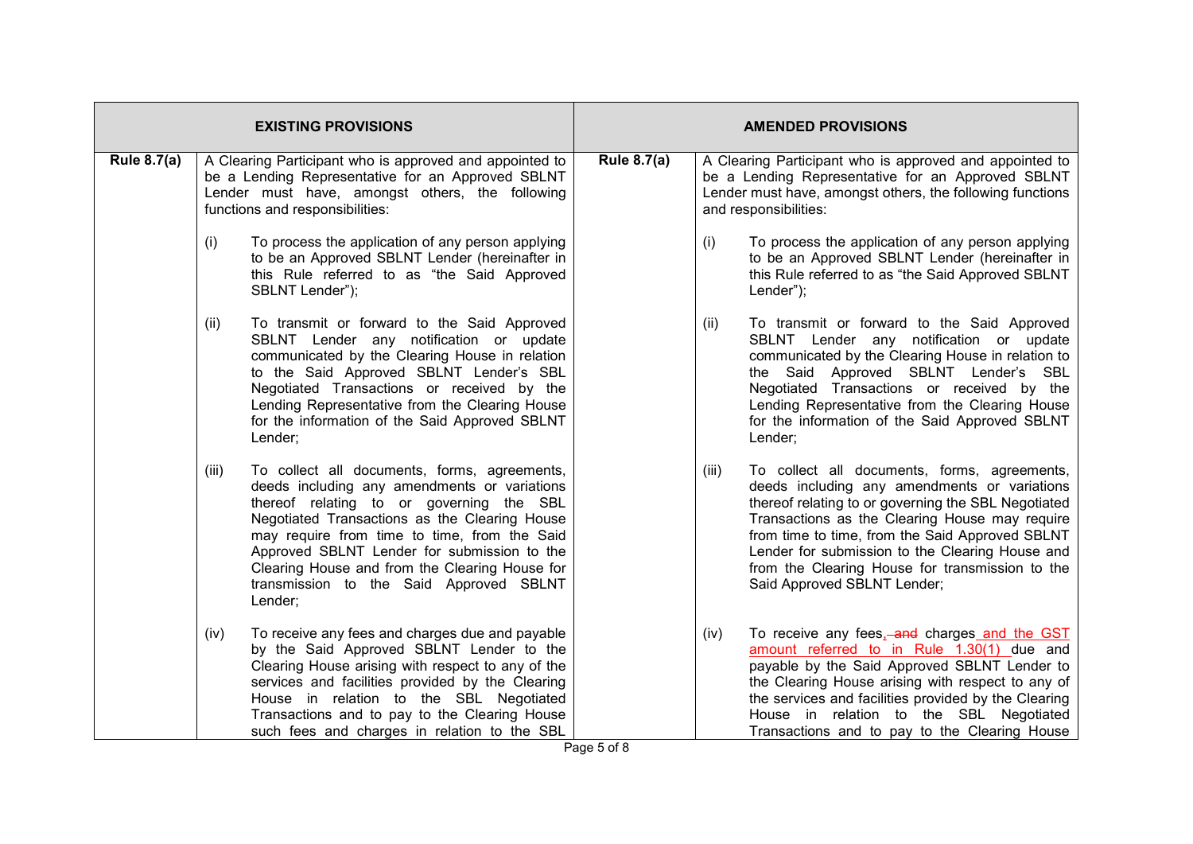| EXISTING PROVISIONS | | AMENDED PROVISIONS | |
|---|---|---|---|
| **Rule 8.7(a)** | A Clearing Participant who is approved and appointed to be a Lending Representative for an Approved SBLNT Lender must have, amongst others, the following functions and responsibilities:<br><br>(i) To process the application of any person applying to be an Approved SBLNT Lender (hereinafter in this Rule referred to as "the Said Approved SBLNT Lender");<br><br>(ii) To transmit or forward to the Said Approved SBLNT Lender any notification or update communicated by the Clearing House in relation to the Said Approved SBLNT Lender's SBL Negotiated Transactions or received by the Lending Representative from the Clearing House for the information of the Said Approved SBLNT Lender;<br><br>(iii) To collect all documents, forms, agreements, deeds including any amendments or variations thereof relating to or governing the SBL Negotiated Transactions as the Clearing House may require from time to time, from the Said Approved SBLNT Lender for submission to the Clearing House and from the Clearing House for transmission to the Said Approved SBLNT Lender;<br><br>(iv) To receive any fees and charges due and payable by the Said Approved SBLNT Lender to the Clearing House arising with respect to any of the services and facilities provided by the Clearing House in relation to the SBL Negotiated Transactions and to pay to the Clearing House such fees and charges in relation to the SBL | **Rule 8.7(a)** | A Clearing Participant who is approved and appointed to be a Lending Representative for an Approved SBLNT Lender must have, amongst others, the following functions and responsibilities:<br><br>(i) To process the application of any person applying to be an Approved SBLNT Lender (hereinafter in this Rule referred to as "the Said Approved SBLNT Lender");<br><br>(ii) To transmit or forward to the Said Approved SBLNT Lender any notification or update communicated by the Clearing House in relation to the Said Approved SBLNT Lender's SBL Negotiated Transactions or received by the Lending Representative from the Clearing House for the information of the Said Approved SBLNT Lender;<br><br>(iii) To collect all documents, forms, agreements, deeds including any amendments or variations thereof relating to or governing the SBL Negotiated Transactions as the Clearing House may require from time to time, from the Said Approved SBLNT Lender for submission to the Clearing House and from the Clearing House for transmission to the Said Approved SBLNT Lender;<br><br>(iv) To receive any fees, ~~and~~ charges and the GST amount referred to in Rule 1.30(1) due and payable by the Said Approved SBLNT Lender to the Clearing House arising with respect to any of the services and facilities provided by the Clearing House in relation to the SBL Negotiated Transactions and to pay to the Clearing House |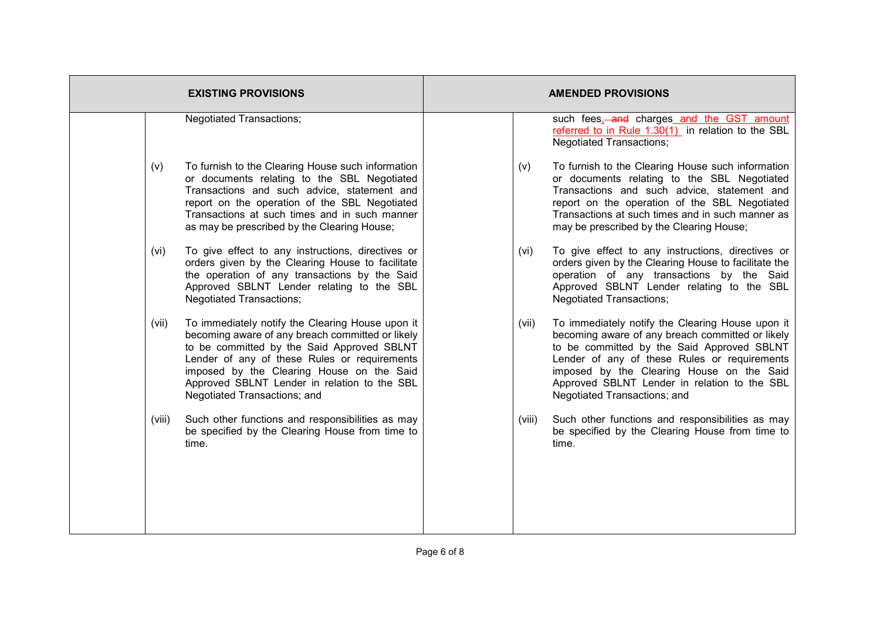| EXISTING PROVISIONS | | AMENDED PROVISIONS | |
|---|---|---|---|
| | Negotiated Transactions; | | such fees, ~~and~~ charges and the GST amount referred to in Rule 1.30(1) in relation to the SBL Negotiated Transactions; |
| (v) | To furnish to the Clearing House such information or documents relating to the SBL Negotiated Transactions and such advice, statement and report on the operation of the SBL Negotiated Transactions at such times and in such manner as may be prescribed by the Clearing House; | (v) | To furnish to the Clearing House such information or documents relating to the SBL Negotiated Transactions and such advice, statement and report on the operation of the SBL Negotiated Transactions at such times and in such manner as may be prescribed by the Clearing House; |
| (vi) | To give effect to any instructions, directives or orders given by the Clearing House to facilitate the operation of any transactions by the Said Approved SBLNT Lender relating to the SBL Negotiated Transactions; | (vi) | To give effect to any instructions, directives or orders given by the Clearing House to facilitate the operation of any transactions by the Said Approved SBLNT Lender relating to the SBL Negotiated Transactions; |
| (vii) | To immediately notify the Clearing House upon it becoming aware of any breach committed or likely to be committed by the Said Approved SBLNT Lender of any of these Rules or requirements imposed by the Clearing House on the Said Approved SBLNT Lender in relation to the SBL Negotiated Transactions; and | (vii) | To immediately notify the Clearing House upon it becoming aware of any breach committed or likely to be committed by the Said Approved SBLNT Lender of any of these Rules or requirements imposed by the Clearing House on the Said Approved SBLNT Lender in relation to the SBL Negotiated Transactions; and |
| (viii) | Such other functions and responsibilities as may be specified by the Clearing House from time to time. | (viii) | Such other functions and responsibilities as may be specified by the Clearing House from time to time. |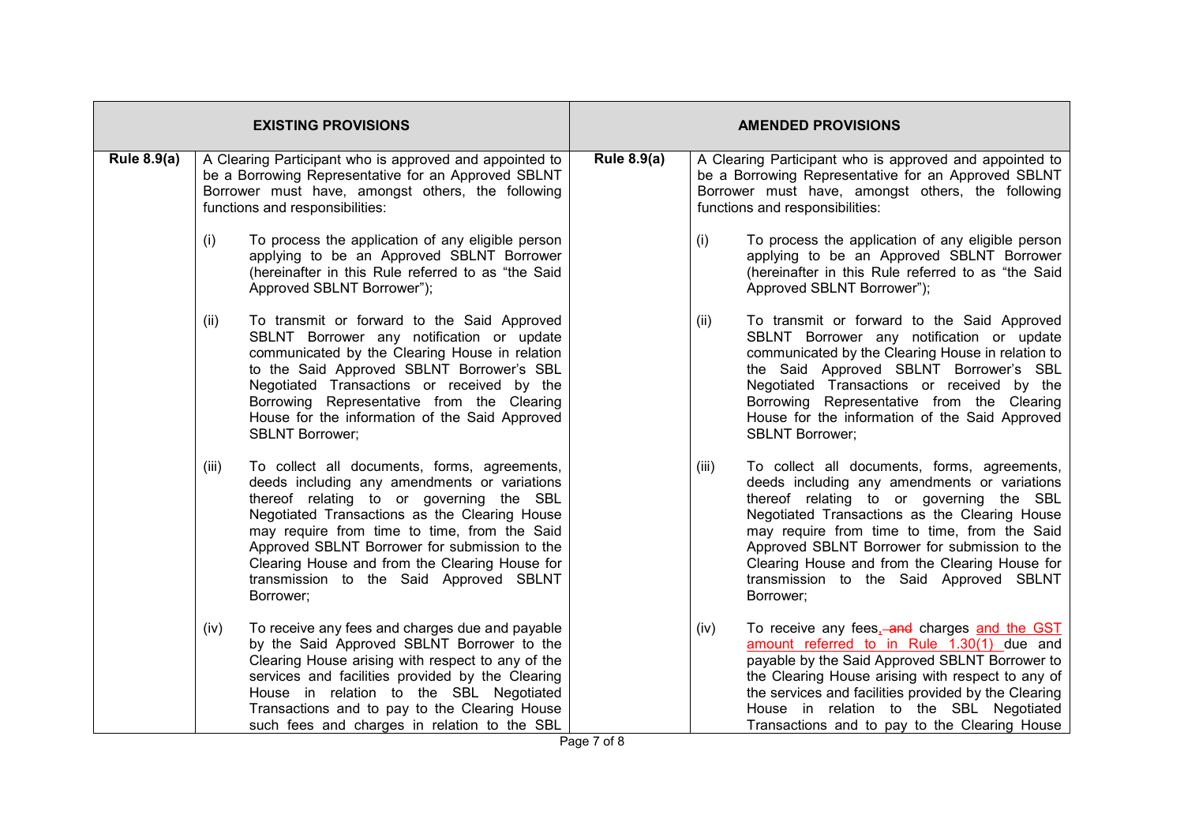| EXISTING PROVISIONS | | AMENDED PROVISIONS | |
|---|---|---|---|
| **Rule 8.9(a)** | A Clearing Participant who is approved and appointed to be a Borrowing Representative for an Approved SBLNT Borrower must have, amongst others, the following functions and responsibilities:<br><br>(i) To process the application of any eligible person applying to be an Approved SBLNT Borrower (hereinafter in this Rule referred to as "the Said Approved SBLNT Borrower");<br><br>(ii) To transmit or forward to the Said Approved SBLNT Borrower any notification or update communicated by the Clearing House in relation to the Said Approved SBLNT Borrower's SBL Negotiated Transactions or received by the Borrowing Representative from the Clearing House for the information of the Said Approved SBLNT Borrower;<br><br>(iii) To collect all documents, forms, agreements, deeds including any amendments or variations thereof relating to or governing the SBL Negotiated Transactions as the Clearing House may require from time to time, from the Said Approved SBLNT Borrower for submission to the Clearing House and from the Clearing House for transmission to the Said Approved SBLNT Borrower;<br><br>(iv) To receive any fees and charges due and payable by the Said Approved SBLNT Borrower to the Clearing House arising with respect to any of the services and facilities provided by the Clearing House in relation to the SBL Negotiated Transactions and to pay to the Clearing House such fees and charges in relation to the SBL | **Rule 8.9(a)** | A Clearing Participant who is approved and appointed to be a Borrowing Representative for an Approved SBLNT Borrower must have, amongst others, the following functions and responsibilities:<br><br>(i) To process the application of any eligible person applying to be an Approved SBLNT Borrower (hereinafter in this Rule referred to as "the Said Approved SBLNT Borrower");<br><br>(ii) To transmit or forward to the Said Approved SBLNT Borrower any notification or update communicated by the Clearing House in relation to the Said Approved SBLNT Borrower's SBL Negotiated Transactions or received by the Borrowing Representative from the Clearing House for the information of the Said Approved SBLNT Borrower;<br><br>(iii) To collect all documents, forms, agreements, deeds including any amendments or variations thereof relating to or governing the SBL Negotiated Transactions as the Clearing House may require from time to time, from the Said Approved SBLNT Borrower for submission to the Clearing House and from the Clearing House for transmission to the Said Approved SBLNT Borrower;<br><br>(iv) To receive any fees, ~~and~~ charges <u>and the GST amount referred to in Rule 1.30(1)</u> due and payable by the Said Approved SBLNT Borrower to the Clearing House arising with respect to any of the services and facilities provided by the Clearing House in relation to the SBL Negotiated Transactions and to pay to the Clearing House |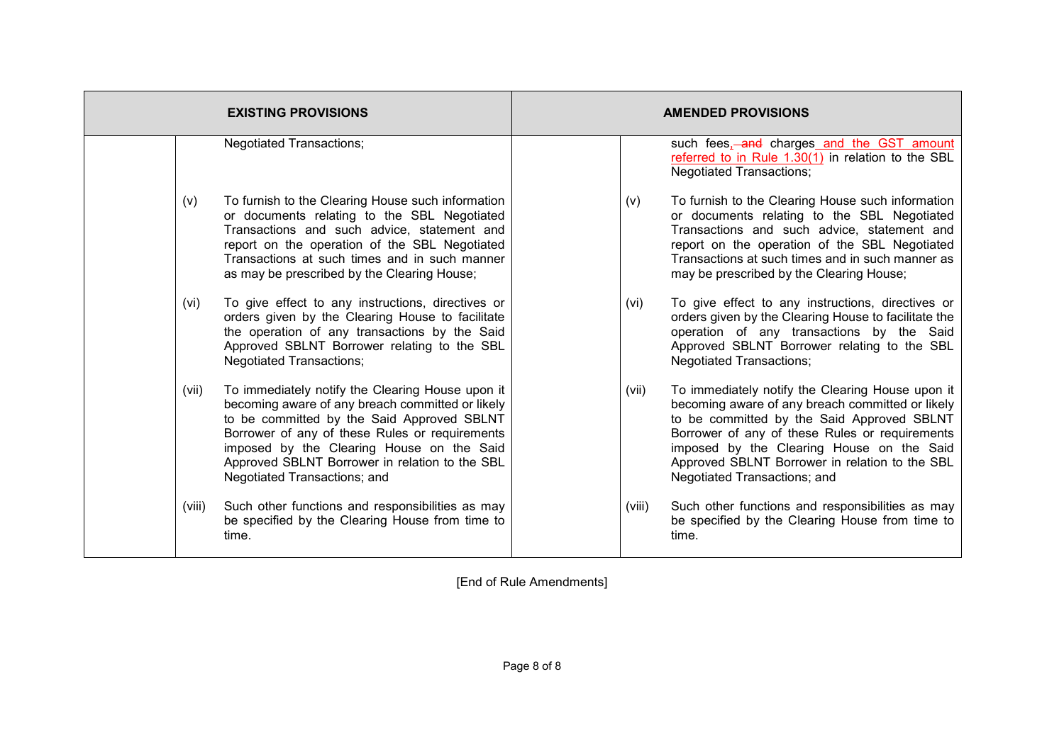| EXISTING PROVISIONS | | | AMENDED PROVISIONS | | |
|---|---|---|---|---|---|
| | | Negotiated Transactions; | | | such fees, ~~and~~ charges and the GST amount referred to in Rule 1.30(1) in relation to the SBL Negotiated Transactions; |
| | (v) | To furnish to the Clearing House such information or documents relating to the SBL Negotiated Transactions and such advice, statement and report on the operation of the SBL Negotiated Transactions at such times and in such manner as may be prescribed by the Clearing House; | | (v) | To furnish to the Clearing House such information or documents relating to the SBL Negotiated Transactions and such advice, statement and report on the operation of the SBL Negotiated Transactions at such times and in such manner as may be prescribed by the Clearing House; |
| | (vi) | To give effect to any instructions, directives or orders given by the Clearing House to facilitate the operation of any transactions by the Said Approved SBLNT Borrower relating to the SBL Negotiated Transactions; | | (vi) | To give effect to any instructions, directives or orders given by the Clearing House to facilitate the operation of any transactions by the Said Approved SBLNT Borrower relating to the SBL Negotiated Transactions; |
| | (vii) | To immediately notify the Clearing House upon it becoming aware of any breach committed or likely to be committed by the Said Approved SBLNT Borrower of any of these Rules or requirements imposed by the Clearing House on the Said Approved SBLNT Borrower in relation to the SBL Negotiated Transactions; and | | (vii) | To immediately notify the Clearing House upon it becoming aware of any breach committed or likely to be committed by the Said Approved SBLNT Borrower of any of these Rules or requirements imposed by the Clearing House on the Said Approved SBLNT Borrower in relation to the SBL Negotiated Transactions; and |
| | (viii) | Such other functions and responsibilities as may be specified by the Clearing House from time to time. | | (viii) | Such other functions and responsibilities as may be specified by the Clearing House from time to time. |

[End of Rule Amendments]